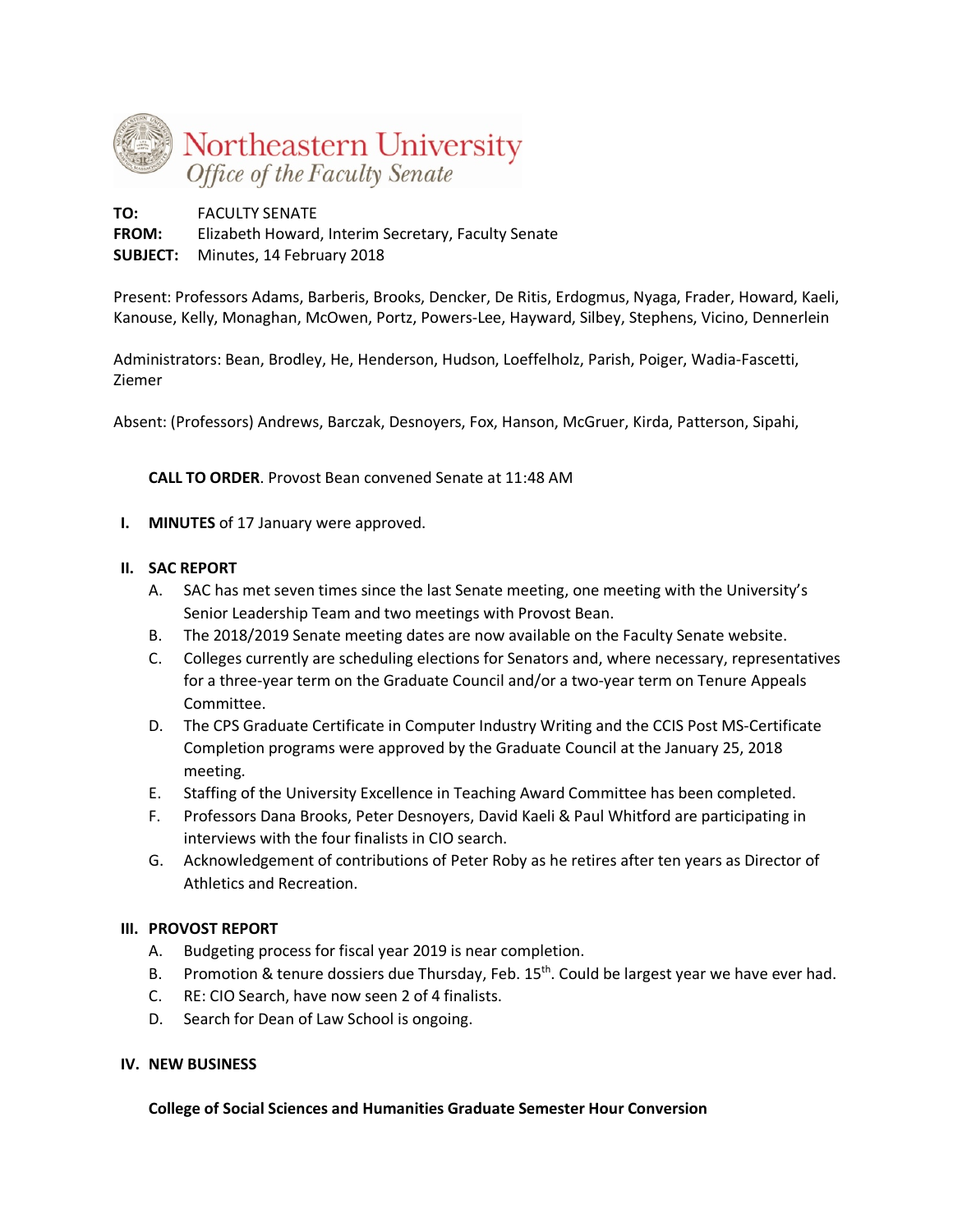**Northeastern University**
*Office of the Faculty Senate*

**TO:** FACULTY SENATE
**FROM:** Elizabeth Howard, Interim Secretary, Faculty Senate
**SUBJECT:** Minutes, 14 February 2018

Present: Professors Adams, Barberis, Brooks, Dencker, De Ritis, Erdogmus, Nyaga, Frader, Howard, Kaeli, Kanouse, Kelly, Monaghan, McOwen, Portz, Powers-Lee, Hayward, Silbey, Stephens, Vicino, Dennerlein

Administrators: Bean, Brodley, He, Henderson, Hudson, Loeffelholz, Parish, Poiger, Wadia-Fascetti, Ziemer

Absent: (Professors) Andrews, Barczak, Desnoyers, Fox, Hanson, McGruer, Kirda, Patterson, Sipahi,

**CALL TO ORDER**. Provost Bean convened Senate at 11:48 AM

**I. MINUTES** of 17 January were approved.

**II. SAC REPORT**

A. SAC has met seven times since the last Senate meeting, one meeting with the University's Senior Leadership Team and two meetings with Provost Bean.

B. The 2018/2019 Senate meeting dates are now available on the Faculty Senate website.

C. Colleges currently are scheduling elections for Senators and, where necessary, representatives for a three-year term on the Graduate Council and/or a two-year term on Tenure Appeals Committee.

D. The CPS Graduate Certificate in Computer Industry Writing and the CCIS Post MS-Certificate Completion programs were approved by the Graduate Council at the January 25, 2018 meeting.

E. Staffing of the University Excellence in Teaching Award Committee has been completed.

F. Professors Dana Brooks, Peter Desnoyers, David Kaeli & Paul Whitford are participating in interviews with the four finalists in CIO search.

G. Acknowledgement of contributions of Peter Roby as he retires after ten years as Director of Athletics and Recreation.

**III. PROVOST REPORT**

A. Budgeting process for fiscal year 2019 is near completion.

B. Promotion & tenure dossiers due Thursday, Feb. 15th. Could be largest year we have ever had.

C. RE: CIO Search, have now seen 2 of 4 finalists.

D. Search for Dean of Law School is ongoing.

**IV. NEW BUSINESS**

**College of Social Sciences and Humanities Graduate Semester Hour Conversion**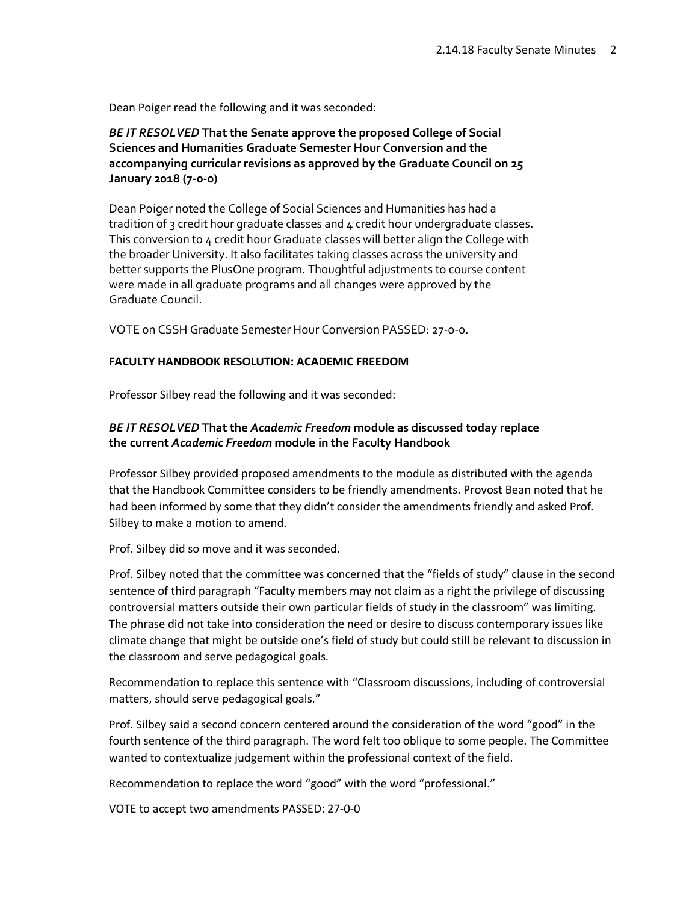Dean Poiger read the following and it was seconded:

***BE IT RESOLVED* That the Senate approve the proposed College of Social Sciences and Humanities Graduate Semester Hour Conversion and the accompanying curricular revisions as approved by the Graduate Council on 25 January 2018 (7-0-0)**

Dean Poiger noted the College of Social Sciences and Humanities has had a tradition of 3 credit hour graduate classes and 4 credit hour undergraduate classes. This conversion to 4 credit hour Graduate classes will better align the College with the broader University. It also facilitates taking classes across the university and better supports the PlusOne program. Thoughtful adjustments to course content were made in all graduate programs and all changes were approved by the Graduate Council.

VOTE on CSSH Graduate Semester Hour Conversion PASSED: 27-0-0.

**FACULTY HANDBOOK RESOLUTION: ACADEMIC FREEDOM**

Professor Silbey read the following and it was seconded:

***BE IT RESOLVED* That the *Academic Freedom* module as discussed today replace the current *Academic Freedom* module in the Faculty Handbook**

Professor Silbey provided proposed amendments to the module as distributed with the agenda that the Handbook Committee considers to be friendly amendments. Provost Bean noted that he had been informed by some that they didn't consider the amendments friendly and asked Prof. Silbey to make a motion to amend.

Prof. Silbey did so move and it was seconded.

Prof. Silbey noted that the committee was concerned that the "fields of study" clause in the second sentence of third paragraph "Faculty members may not claim as a right the privilege of discussing controversial matters outside their own particular fields of study in the classroom" was limiting. The phrase did not take into consideration the need or desire to discuss contemporary issues like climate change that might be outside one's field of study but could still be relevant to discussion in the classroom and serve pedagogical goals.

Recommendation to replace this sentence with "Classroom discussions, including of controversial matters, should serve pedagogical goals."

Prof. Silbey said a second concern centered around the consideration of the word "good" in the fourth sentence of the third paragraph. The word felt too oblique to some people. The Committee wanted to contextualize judgement within the professional context of the field.

Recommendation to replace the word "good" with the word "professional."

VOTE to accept two amendments PASSED: 27-0-0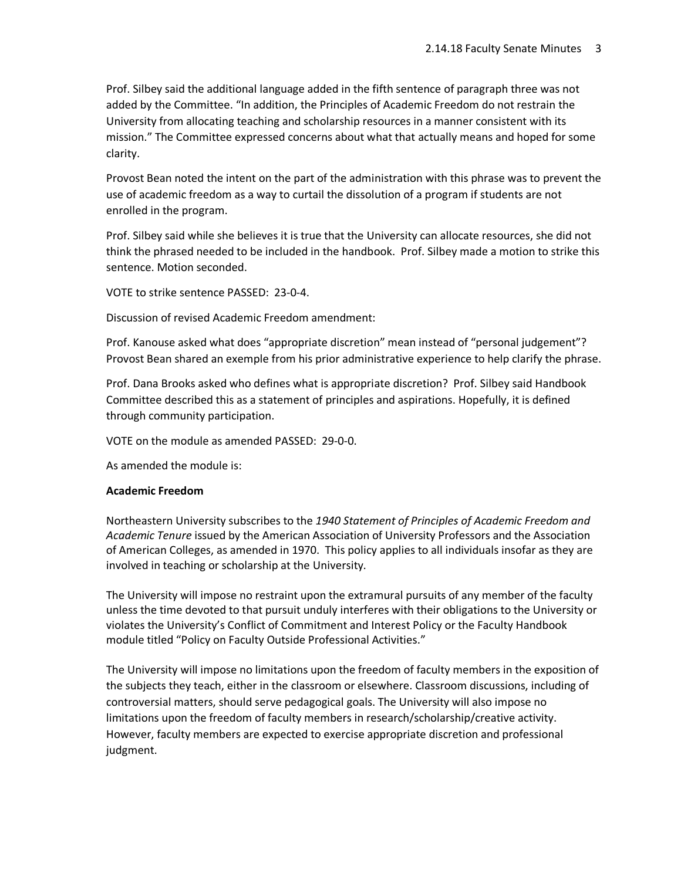Prof. Silbey said the additional language added in the fifth sentence of paragraph three was not added by the Committee. "In addition, the Principles of Academic Freedom do not restrain the University from allocating teaching and scholarship resources in a manner consistent with its mission." The Committee expressed concerns about what that actually means and hoped for some clarity.

Provost Bean noted the intent on the part of the administration with this phrase was to prevent the use of academic freedom as a way to curtail the dissolution of a program if students are not enrolled in the program.

Prof. Silbey said while she believes it is true that the University can allocate resources, she did not think the phrased needed to be included in the handbook. Prof. Silbey made a motion to strike this sentence. Motion seconded.

VOTE to strike sentence PASSED: 23-0-4.

Discussion of revised Academic Freedom amendment:

Prof. Kanouse asked what does "appropriate discretion" mean instead of "personal judgement"? Provost Bean shared an exemple from his prior administrative experience to help clarify the phrase.

Prof. Dana Brooks asked who defines what is appropriate discretion? Prof. Silbey said Handbook Committee described this as a statement of principles and aspirations. Hopefully, it is defined through community participation.

VOTE on the module as amended PASSED: 29-0-0.

As amended the module is:

**Academic Freedom**

Northeastern University subscribes to the *1940 Statement of Principles of Academic Freedom and Academic Tenure* issued by the American Association of University Professors and the Association of American Colleges, as amended in 1970. This policy applies to all individuals insofar as they are involved in teaching or scholarship at the University.

The University will impose no restraint upon the extramural pursuits of any member of the faculty unless the time devoted to that pursuit unduly interferes with their obligations to the University or violates the University's Conflict of Commitment and Interest Policy or the Faculty Handbook module titled "Policy on Faculty Outside Professional Activities."

The University will impose no limitations upon the freedom of faculty members in the exposition of the subjects they teach, either in the classroom or elsewhere. Classroom discussions, including of controversial matters, should serve pedagogical goals. The University will also impose no limitations upon the freedom of faculty members in research/scholarship/creative activity. However, faculty members are expected to exercise appropriate discretion and professional judgment.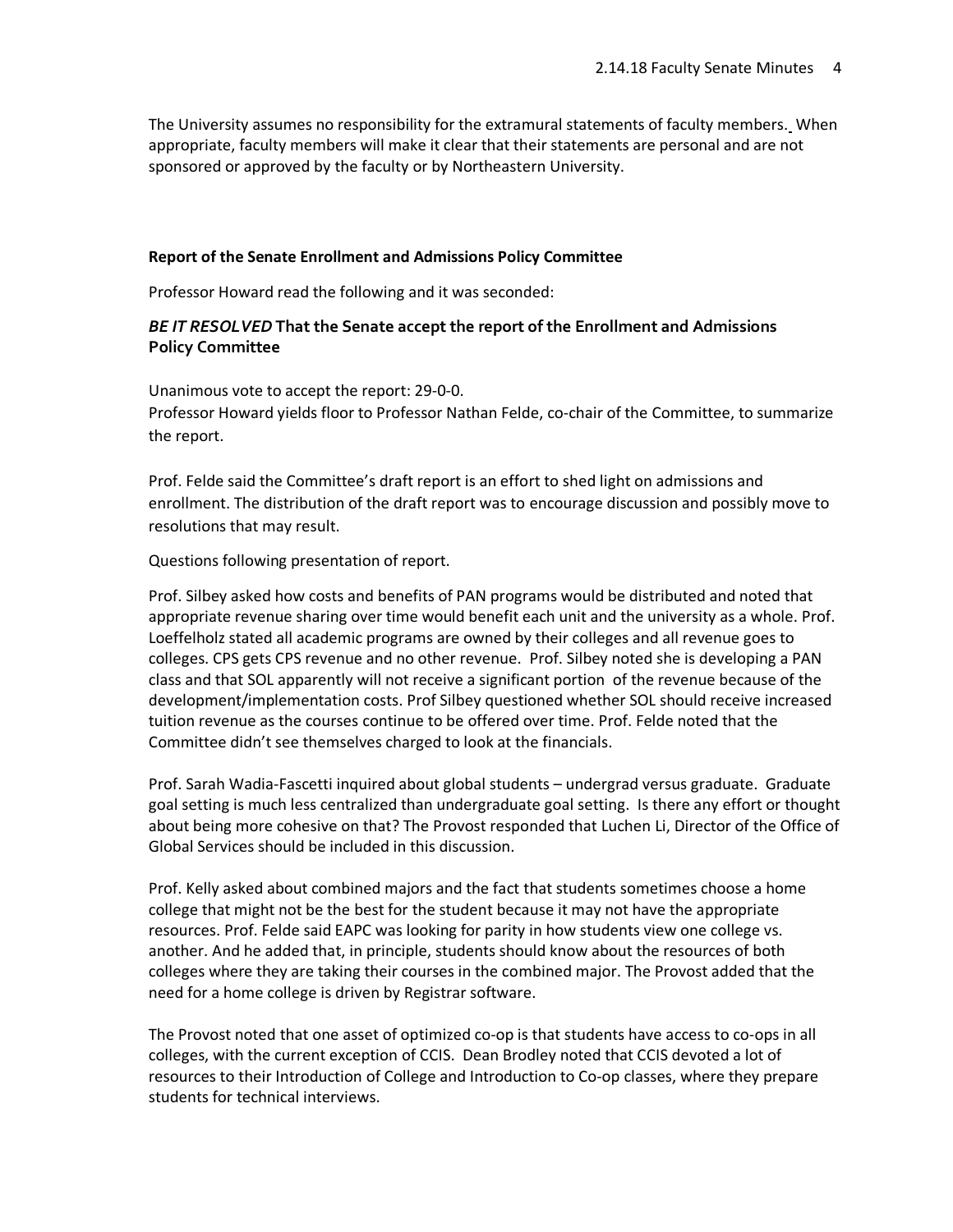The University assumes no responsibility for the extramural statements of faculty members. When appropriate, faculty members will make it clear that their statements are personal and are not sponsored or approved by the faculty or by Northeastern University.

**Report of the Senate Enrollment and Admissions Policy Committee**

Professor Howard read the following and it was seconded:

***BE IT RESOLVED* That the Senate accept the report of the Enrollment and Admissions Policy Committee**

Unanimous vote to accept the report: 29-0-0.
Professor Howard yields floor to Professor Nathan Felde, co-chair of the Committee, to summarize the report.

Prof. Felde said the Committee's draft report is an effort to shed light on admissions and enrollment. The distribution of the draft report was to encourage discussion and possibly move to resolutions that may result.

Questions following presentation of report.

Prof. Silbey asked how costs and benefits of PAN programs would be distributed and noted that appropriate revenue sharing over time would benefit each unit and the university as a whole. Prof. Loeffelholz stated all academic programs are owned by their colleges and all revenue goes to colleges. CPS gets CPS revenue and no other revenue. Prof. Silbey noted she is developing a PAN class and that SOL apparently will not receive a significant portion of the revenue because of the development/implementation costs. Prof Silbey questioned whether SOL should receive increased tuition revenue as the courses continue to be offered over time. Prof. Felde noted that the Committee didn't see themselves charged to look at the financials.

Prof. Sarah Wadia-Fascetti inquired about global students – undergrad versus graduate. Graduate goal setting is much less centralized than undergraduate goal setting. Is there any effort or thought about being more cohesive on that? The Provost responded that Luchen Li, Director of the Office of Global Services should be included in this discussion.

Prof. Kelly asked about combined majors and the fact that students sometimes choose a home college that might not be the best for the student because it may not have the appropriate resources. Prof. Felde said EAPC was looking for parity in how students view one college vs. another. And he added that, in principle, students should know about the resources of both colleges where they are taking their courses in the combined major. The Provost added that the need for a home college is driven by Registrar software.

The Provost noted that one asset of optimized co-op is that students have access to co-ops in all colleges, with the current exception of CCIS. Dean Brodley noted that CCIS devoted a lot of resources to their Introduction of College and Introduction to Co-op classes, where they prepare students for technical interviews.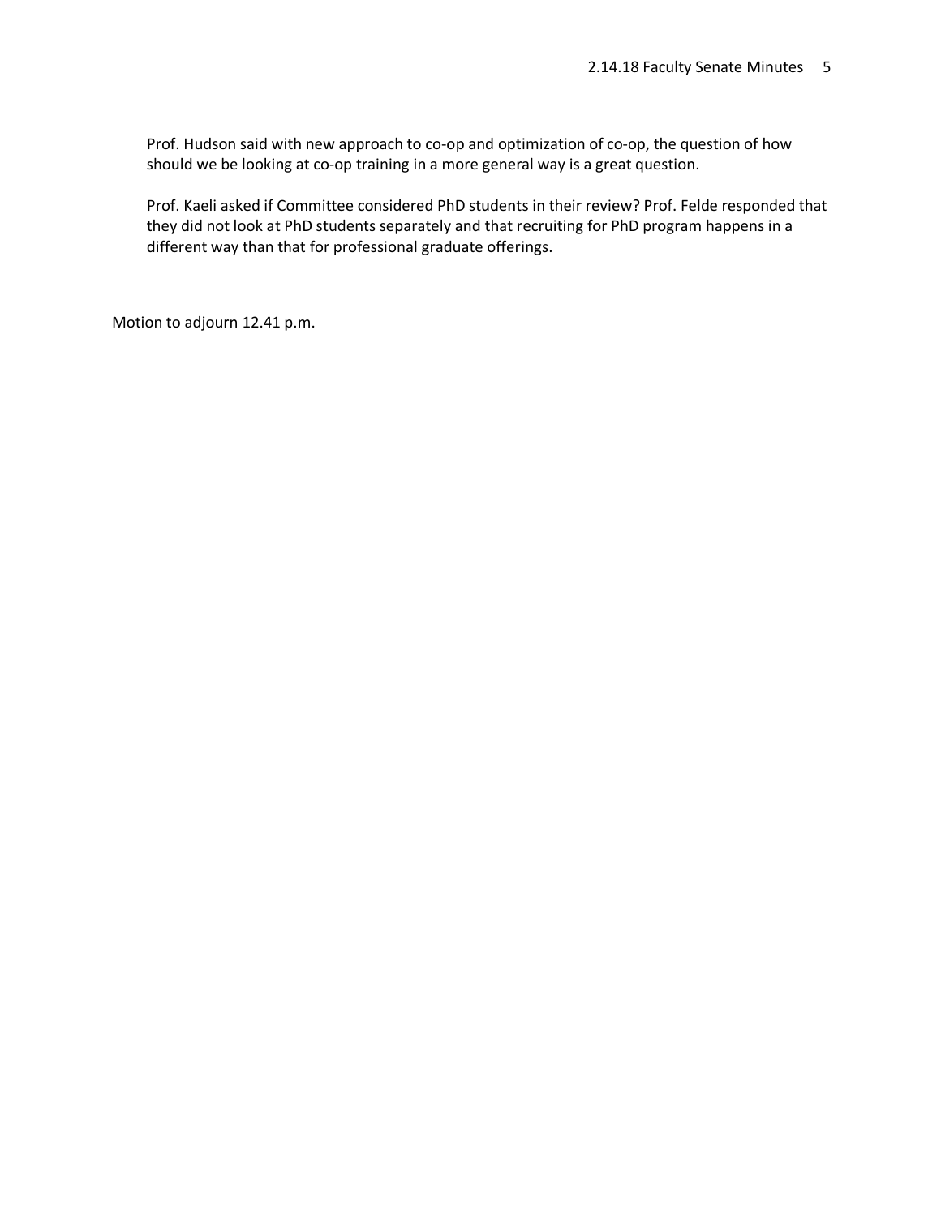Prof. Hudson said with new approach to co-op and optimization of co-op, the question of how should we be looking at co-op training in a more general way is a great question.

Prof. Kaeli asked if Committee considered PhD students in their review? Prof. Felde responded that they did not look at PhD students separately and that recruiting for PhD program happens in a different way than that for professional graduate offerings.

Motion to adjourn 12.41 p.m.